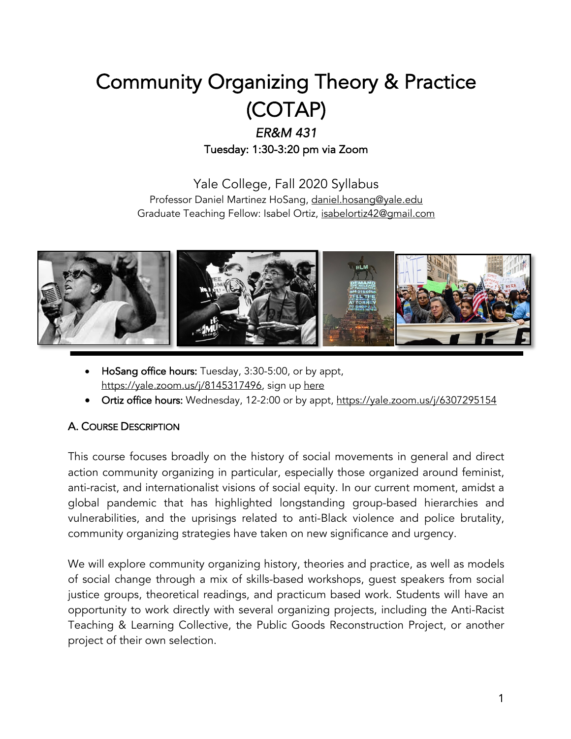# Community Organizing Theory & Practice (COTAP)

*ER&M 431*

Tuesday: 1:30-3:20 pm via Zoom

Yale College, Fall 2020 Syllabus

Professor Daniel Martinez HoSang, daniel.hosang@yale.edu

Graduate Teaching Fellow: Isabel Ortiz, isabelortiz42@gmail.com

- **HoSang office hours:** Tuesday, 3:30-5:00, or by appt, https://yale.zoom.us/j/8145317496, sign up here
- **Ortiz office hours:** Wednesday, 12-2:00 or by appt, https://yale.zoom.us/j/6307295154

## A. Course Description

This course focuses broadly on the history of social movements in general and direct action community organizing in particular, especially those organized around feminist, anti-racist, and internationalist visions of social equity. In our current moment, amidst a global pandemic that has highlighted longstanding group-based hierarchies and vulnerabilities, and the uprisings related to anti-Black violence and police brutality, community organizing strategies have taken on new significance and urgency.

We will explore community organizing history, theories and practice, as well as models of social change through a mix of skills-based workshops, guest speakers from social justice groups, theoretical readings, and practicum based work. Students will have an opportunity to work directly with several organizing projects, including the Anti-Racist Teaching & Learning Collective, the Public Goods Reconstruction Project, or another project of their own selection.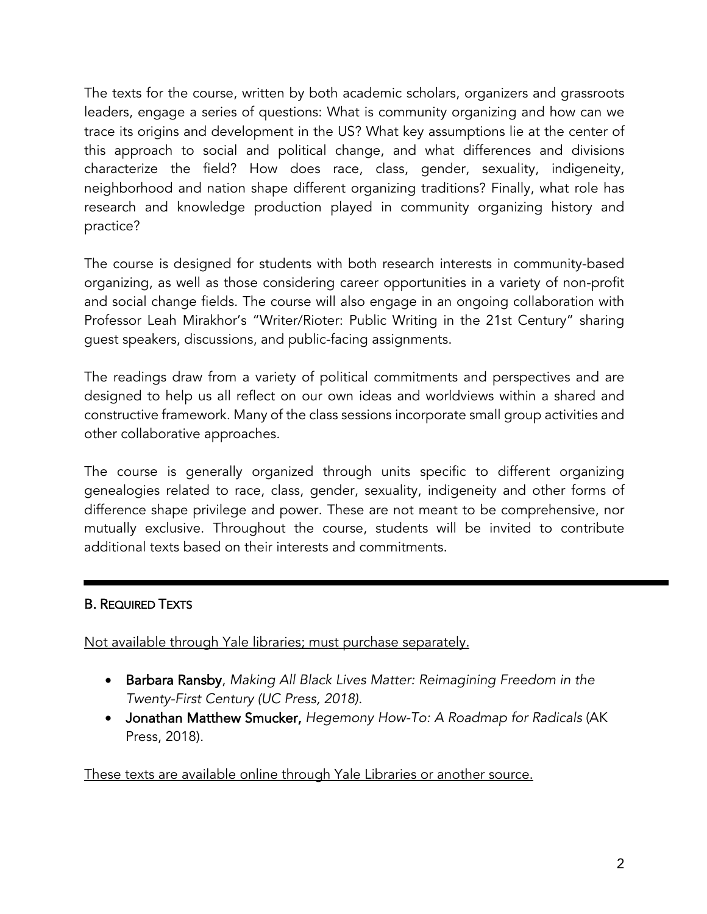The texts for the course, written by both academic scholars, organizers and grassroots leaders, engage a series of questions: What is community organizing and how can we trace its origins and development in the US? What key assumptions lie at the center of this approach to social and political change, and what differences and divisions characterize the field? How does race, class, gender, sexuality, indigeneity, neighborhood and nation shape different organizing traditions? Finally, what role has research and knowledge production played in community organizing history and practice?

The course is designed for students with both research interests in community-based organizing, as well as those considering career opportunities in a variety of non-profit and social change fields. The course will also engage in an ongoing collaboration with Professor Leah Mirakhor's "Writer/Rioter: Public Writing in the 21st Century" sharing guest speakers, discussions, and public-facing assignments.

The readings draw from a variety of political commitments and perspectives and are designed to help us all reflect on our own ideas and worldviews within a shared and constructive framework. Many of the class sessions incorporate small group activities and other collaborative approaches.

The course is generally organized through units specific to different organizing genealogies related to race, class, gender, sexuality, indigeneity and other forms of difference shape privilege and power. These are not meant to be comprehensive, nor mutually exclusive. Throughout the course, students will be invited to contribute additional texts based on their interests and commitments.

---

## B. Required Texts

Not available through Yale libraries; must purchase separately.

- **Barbara Ransby**, *Making All Black Lives Matter: Reimagining Freedom in the Twenty-First Century (UC Press, 2018).*
- **Jonathan Matthew Smucker,** *Hegemony How-To: A Roadmap for Radicals* (AK Press, 2018).

These texts are available online through Yale Libraries or another source.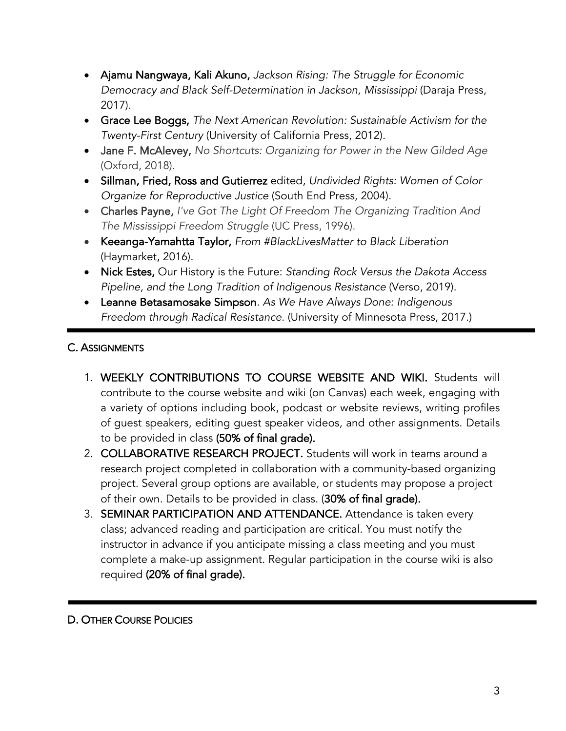- **Ajamu Nangwaya, Kali Akuno,** *Jackson Rising: The Struggle for Economic Democracy and Black Self-Determination in Jackson, Mississippi* (Daraja Press, 2017).
- **Grace Lee Boggs,** *The Next American Revolution: Sustainable Activism for the Twenty-First Century* (University of California Press, 2012).
- **Jane F. McAlevey,** *No Shortcuts: Organizing for Power in the New Gilded Age* (Oxford, 2018).
- **Sillman, Fried, Ross and Gutierrez** edited, *Undivided Rights: Women of Color Organize for Reproductive Justice* (South End Press, 2004).
- **Charles Payne,** *I've Got The Light Of Freedom The Organizing Tradition And The Mississippi Freedom Struggle* (UC Press, 1996).
- **Keeanga-Yamahtta Taylor,** *From #BlackLivesMatter to Black Liberation* (Haymarket, 2016).
- **Nick Estes,** Our History is the Future: *Standing Rock Versus the Dakota Access Pipeline, and the Long Tradition of Indigenous Resistance* (Verso, 2019).
- **Leanne Betasamosake Simpson**. *As We Have Always Done: Indigenous Freedom through Radical Resistance.* (University of Minnesota Press, 2017.)

---

## C. Assignments

1. **WEEKLY CONTRIBUTIONS TO COURSE WEBSITE AND WIKI.** Students will contribute to the course website and wiki (on Canvas) each week, engaging with a variety of options including book, podcast or website reviews, writing profiles of guest speakers, editing guest speaker videos, and other assignments. Details to be provided in class **(50% of final grade).**
2. **COLLABORATIVE RESEARCH PROJECT.** Students will work in teams around a research project completed in collaboration with a community-based organizing project. Several group options are available, or students may propose a project of their own. Details to be provided in class. (**30% of final grade).**
3. **SEMINAR PARTICIPATION AND ATTENDANCE.** Attendance is taken every class; advanced reading and participation are critical. You must notify the instructor in advance if you anticipate missing a class meeting and you must complete a make-up assignment. Regular participation in the course wiki is also required **(20% of final grade).**

---

## D. Other Course Policies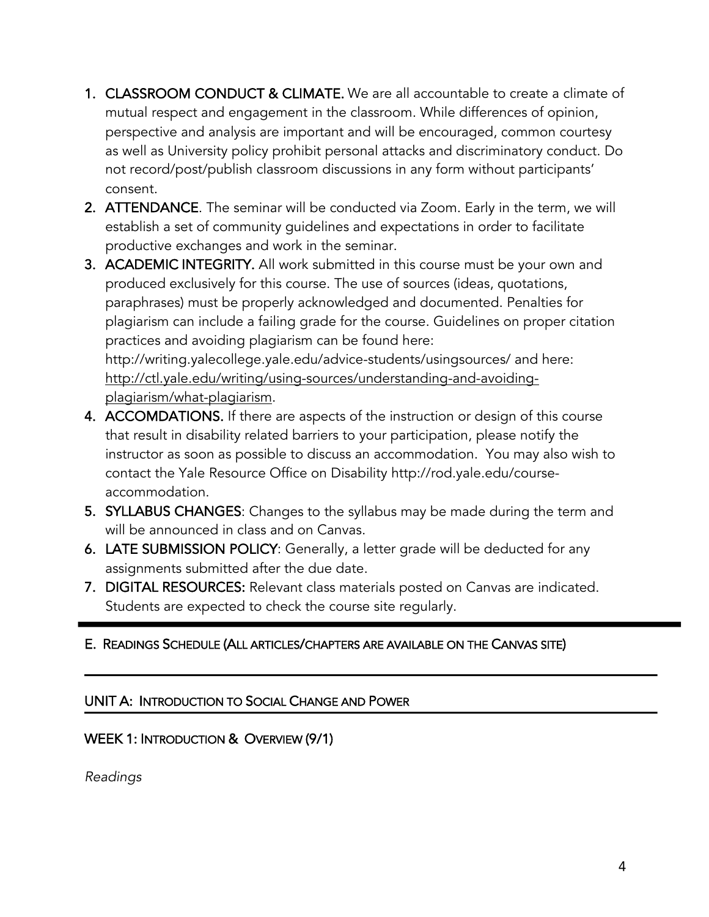1. **CLASSROOM CONDUCT & CLIMATE.** We are all accountable to create a climate of mutual respect and engagement in the classroom. While differences of opinion, perspective and analysis are important and will be encouraged, common courtesy as well as University policy prohibit personal attacks and discriminatory conduct. Do not record/post/publish classroom discussions in any form without participants' consent.
2. **ATTENDANCE**. The seminar will be conducted via Zoom. Early in the term, we will establish a set of community guidelines and expectations in order to facilitate productive exchanges and work in the seminar.
3. **ACADEMIC INTEGRITY.** All work submitted in this course must be your own and produced exclusively for this course. The use of sources (ideas, quotations, paraphrases) must be properly acknowledged and documented. Penalties for plagiarism can include a failing grade for the course. Guidelines on proper citation practices and avoiding plagiarism can be found here: http://writing.yalecollege.yale.edu/advice-students/usingsources/ and here: http://ctl.yale.edu/writing/using-sources/understanding-and-avoiding-plagiarism/what-plagiarism.
4. **ACCOMDATIONS.** If there are aspects of the instruction or design of this course that result in disability related barriers to your participation, please notify the instructor as soon as possible to discuss an accommodation. You may also wish to contact the Yale Resource Office on Disability http://rod.yale.edu/course-accommodation.
5. **SYLLABUS CHANGES**: Changes to the syllabus may be made during the term and will be announced in class and on Canvas.
6. **LATE SUBMISSION POLICY**: Generally, a letter grade will be deducted for any assignments submitted after the due date.
7. **DIGITAL RESOURCES:** Relevant class materials posted on Canvas are indicated. Students are expected to check the course site regularly.

## E. Readings Schedule (All articles/chapters are available on the Canvas site)

### UNIT A: Introduction to Social Change and Power

#### WEEK 1: Introduction & Overview (9/1)

*Readings*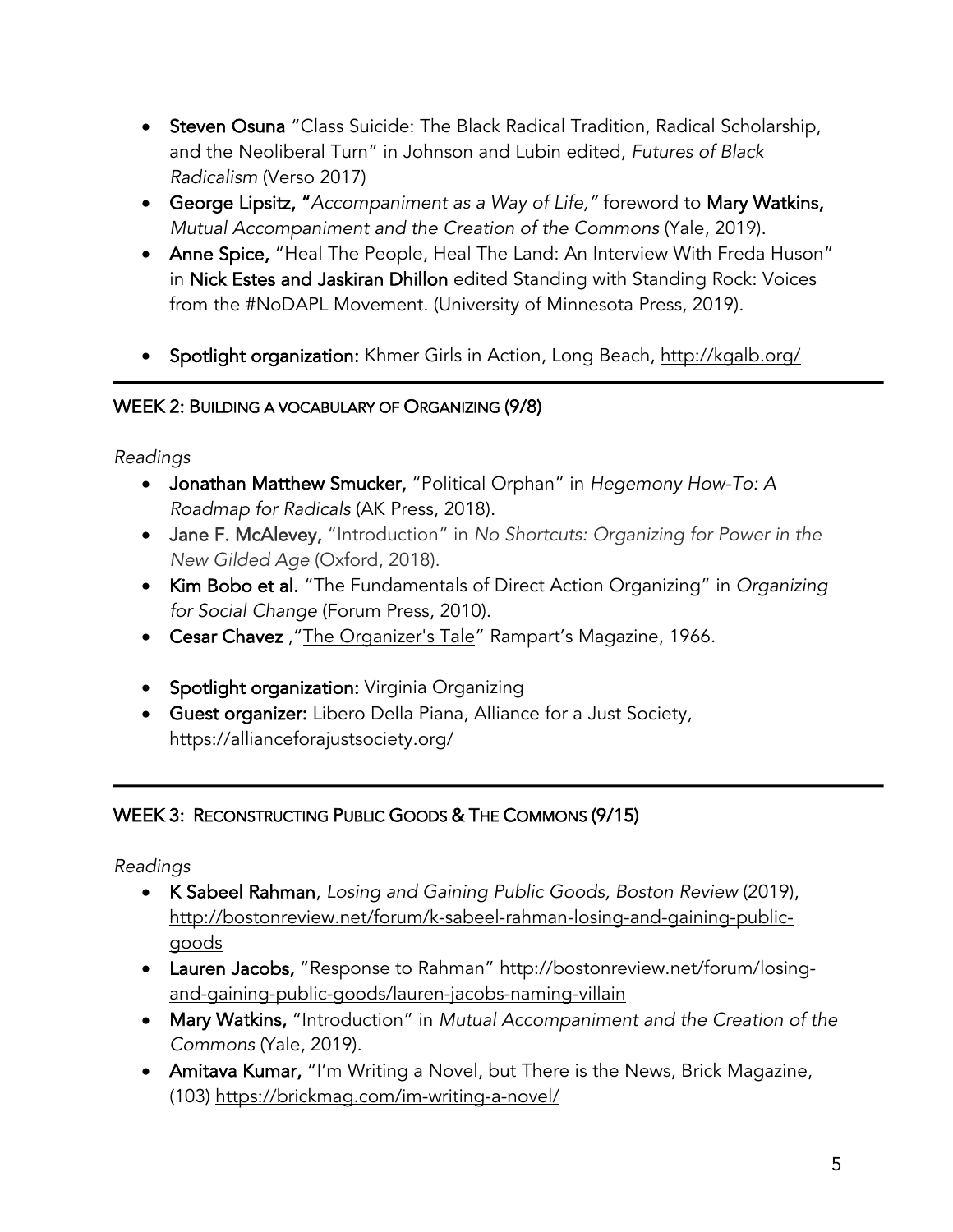- **Steven Osuna** "Class Suicide: The Black Radical Tradition, Radical Scholarship, and the Neoliberal Turn" in Johnson and Lubin edited, *Futures of Black Radicalism* (Verso 2017)
- **George Lipsitz, "***Accompaniment as a Way of Life,"* foreword to **Mary Watkins,** *Mutual Accompaniment and the Creation of the Commons* (Yale, 2019).
- **Anne Spice,** "Heal The People, Heal The Land: An Interview With Freda Huson" in **Nick Estes and Jaskiran Dhillon** edited Standing with Standing Rock: Voices from the #NoDAPL Movement. (University of Minnesota Press, 2019).

- **Spotlight organization:** Khmer Girls in Action, Long Beach, http://kgalb.org/

---

## WEEK 2: BUILDING A VOCABULARY OF ORGANIZING (9/8)

*Readings*

- **Jonathan Matthew Smucker,** "Political Orphan" in *Hegemony How-To: A Roadmap for Radicals* (AK Press, 2018).
- **Jane F. McAlevey,** "Introduction" in *No Shortcuts: Organizing for Power in the New Gilded Age* (Oxford, 2018).
- **Kim Bobo et al.** "The Fundamentals of Direct Action Organizing" in *Organizing for Social Change* (Forum Press, 2010).
- **Cesar Chavez** ,"The Organizer's Tale" Rampart's Magazine, 1966.

- **Spotlight organization:** Virginia Organizing
- **Guest organizer:** Libero Della Piana, Alliance for a Just Society, https://allianceforajustsociety.org/

---

## WEEK 3: RECONSTRUCTING PUBLIC GOODS & THE COMMONS (9/15)

*Readings*

- **K Sabeel Rahman**, *Losing and Gaining Public Goods, Boston Review* (2019), http://bostonreview.net/forum/k-sabeel-rahman-losing-and-gaining-public-goods
- **Lauren Jacobs,** "Response to Rahman" http://bostonreview.net/forum/losing-and-gaining-public-goods/lauren-jacobs-naming-villain
- **Mary Watkins,** "Introduction" in *Mutual Accompaniment and the Creation of the Commons* (Yale, 2019).
- **Amitava Kumar,** "I'm Writing a Novel, but There is the News, Brick Magazine, (103) https://brickmag.com/im-writing-a-novel/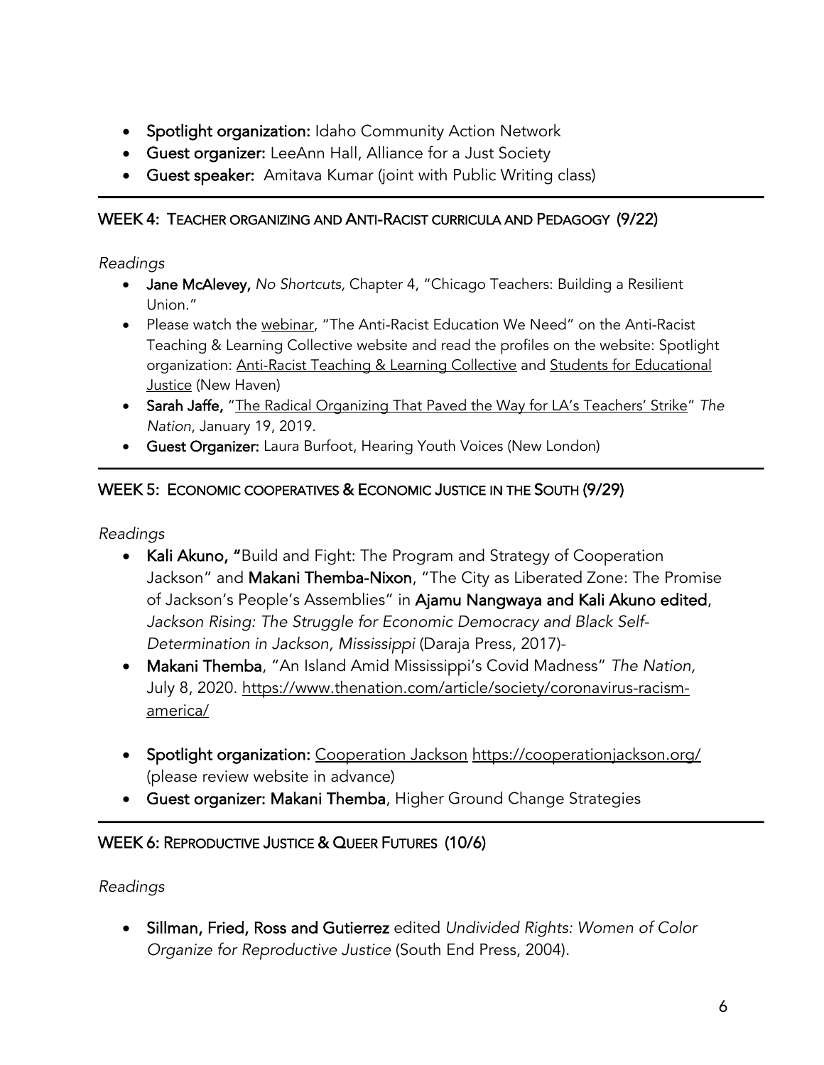- **Spotlight organization:** Idaho Community Action Network
- **Guest organizer:** LeeAnn Hall, Alliance for a Just Society
- **Guest speaker:** Amitava Kumar (joint with Public Writing class)

---

## WEEK 4: TEACHER ORGANIZING AND ANTI-RACIST CURRICULA AND PEDAGOGY (9/22)

*Readings*

- **Jane McAlevey,** *No Shortcuts,* Chapter 4, "Chicago Teachers: Building a Resilient Union."
- Please watch the webinar, "The Anti-Racist Education We Need" on the Anti-Racist Teaching & Learning Collective website and read the profiles on the website: Spotlight organization: Anti-Racist Teaching & Learning Collective and Students for Educational Justice (New Haven)
- **Sarah Jaffe,** "The Radical Organizing That Paved the Way for LA's Teachers' Strike" *The Nation*, January 19, 2019.
- **Guest Organizer:** Laura Burfoot, Hearing Youth Voices (New London)

---

## WEEK 5: ECONOMIC COOPERATIVES & ECONOMIC JUSTICE IN THE SOUTH (9/29)

*Readings*

- **Kali Akuno, "**Build and Fight: The Program and Strategy of Cooperation Jackson" and **Makani Themba-Nixon**, "The City as Liberated Zone: The Promise of Jackson's People's Assemblies" in **Ajamu Nangwaya and Kali Akuno edited**, *Jackson Rising: The Struggle for Economic Democracy and Black Self-Determination in Jackson, Mississippi* (Daraja Press, 2017)-
- **Makani Themba**, "An Island Amid Mississippi's Covid Madness" *The Nation,* July 8, 2020. https://www.thenation.com/article/society/coronavirus-racism-america/
- **Spotlight organization:** Cooperation Jackson https://cooperationjackson.org/ (please review website in advance)
- **Guest organizer: Makani Themba**, Higher Ground Change Strategies

---

## WEEK 6: REPRODUCTIVE JUSTICE & QUEER FUTURES (10/6)

*Readings*

- **Sillman, Fried, Ross and Gutierrez** edited *Undivided Rights: Women of Color Organize for Reproductive Justice* (South End Press, 2004).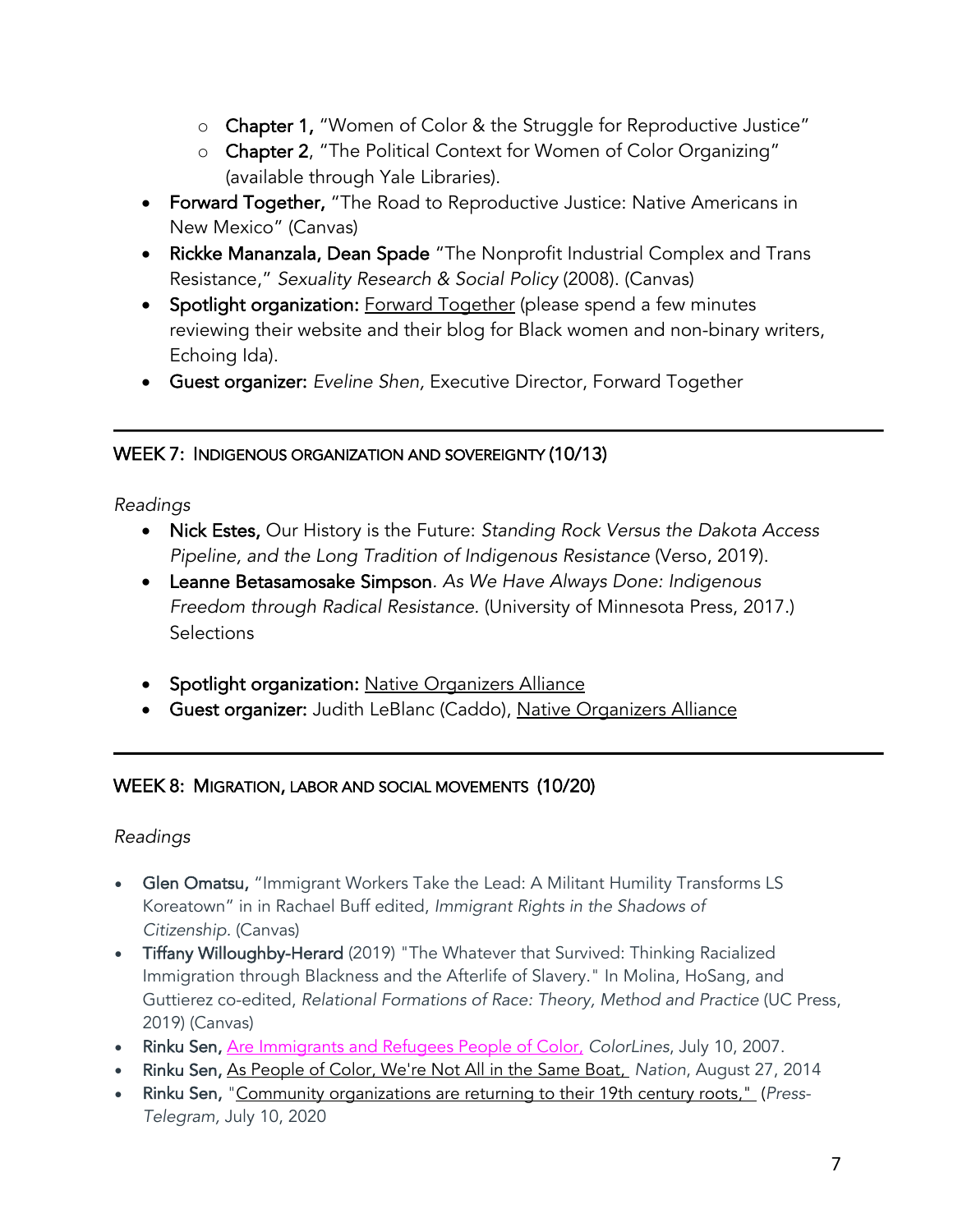- **Chapter 1,** "Women of Color & the Struggle for Reproductive Justice"
  - **Chapter 2**, "The Political Context for Women of Color Organizing" (available through Yale Libraries).
- **Forward Together,** "The Road to Reproductive Justice: Native Americans in New Mexico" (Canvas)
- **Rickke Mananzala, Dean Spade** "The Nonprofit Industrial Complex and Trans Resistance," *Sexuality Research & Social Policy* (2008). (Canvas)
- **Spotlight organization:** Forward Together (please spend a few minutes reviewing their website and their blog for Black women and non-binary writers, Echoing Ida).
- **Guest organizer:** *Eveline Shen*, Executive Director, Forward Together

---

## WEEK 7: INDIGENOUS ORGANIZATION AND SOVEREIGNTY (10/13)

*Readings*

- **Nick Estes,** Our History is the Future: *Standing Rock Versus the Dakota Access Pipeline, and the Long Tradition of Indigenous Resistance* (Verso, 2019).
- **Leanne Betasamosake Simpson**. *As We Have Always Done: Indigenous Freedom through Radical Resistance.* (University of Minnesota Press, 2017.) Selections

- **Spotlight organization:** Native Organizers Alliance
- **Guest organizer:** Judith LeBlanc (Caddo), Native Organizers Alliance

---

## WEEK 8: MIGRATION, LABOR AND SOCIAL MOVEMENTS (10/20)

*Readings*

- **Glen Omatsu,** "Immigrant Workers Take the Lead: A Militant Humility Transforms LS Koreatown" in in Rachael Buff edited, *Immigrant Rights in the Shadows of Citizenship.* (Canvas)
- **Tiffany Willoughby-Herard** (2019) "The Whatever that Survived: Thinking Racialized Immigration through Blackness and the Afterlife of Slavery." In Molina, HoSang, and Guttierez co-edited, *Relational Formations of Race: Theory, Method and Practice* (UC Press, 2019) (Canvas)
- **Rinku Sen,** Are Immigrants and Refugees People of Color, *ColorLines*, July 10, 2007.
- **Rinku Sen,** As People of Color, We're Not All in the Same Boat, *Nation*, August 27, 2014
- **Rinku Sen,** "Community organizations are returning to their 19th century roots," (*Press-Telegram,* July 10, 2020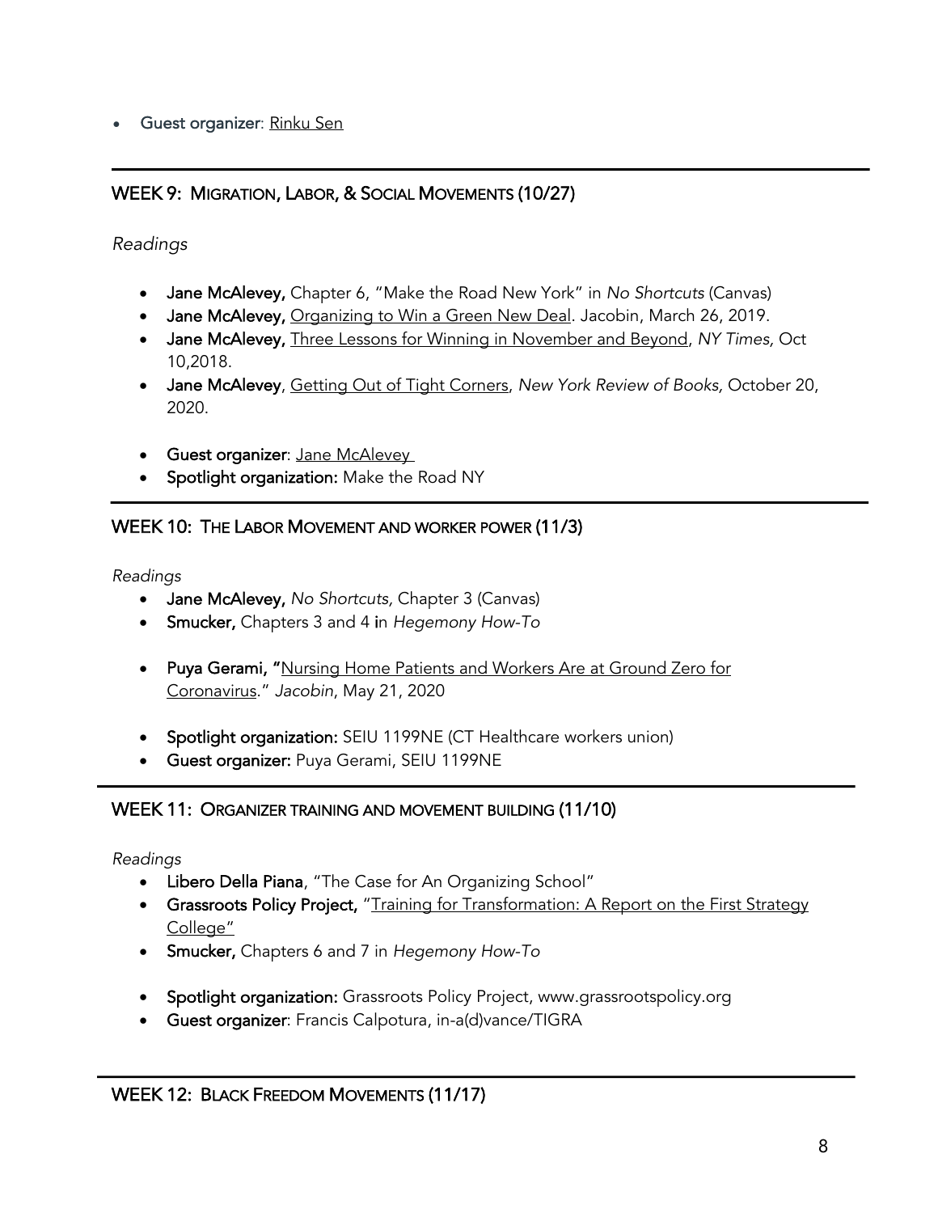- **Guest organizer**: Rinku Sen

---

## WEEK 9: MIGRATION, LABOR, & SOCIAL MOVEMENTS (10/27)

*Readings*

- **Jane McAlevey,** Chapter 6, "Make the Road New York" in *No Shortcuts* (Canvas)
- **Jane McAlevey,** Organizing to Win a Green New Deal. Jacobin, March 26, 2019.
- **Jane McAlevey,** Three Lessons for Winning in November and Beyond, *NY Times,* Oct 10,2018.
- **Jane McAlevey**, Getting Out of Tight Corners, *New York Review of Books,* October 20, 2020.

- **Guest organizer**: Jane McAlevey
- **Spotlight organization:** Make the Road NY

---

## WEEK 10: THE LABOR MOVEMENT AND WORKER POWER (11/3)

*Readings*

- **Jane McAlevey,** *No Shortcuts,* Chapter 3 (Canvas)
- **Smucker,** Chapters 3 and 4 in *Hegemony How-To*

- **Puya Gerami, "**Nursing Home Patients and Workers Are at Ground Zero for Coronavirus." *Jacobin*, May 21, 2020

- **Spotlight organization:** SEIU 1199NE (CT Healthcare workers union)
- **Guest organizer:** Puya Gerami, SEIU 1199NE

---

## WEEK 11: ORGANIZER TRAINING AND MOVEMENT BUILDING (11/10)

*Readings*

- **Libero Della Piana**, "The Case for An Organizing School"
- **Grassroots Policy Project,** "Training for Transformation: A Report on the First Strategy College"
- **Smucker,** Chapters 6 and 7 in *Hegemony How-To*

- **Spotlight organization:** Grassroots Policy Project, www.grassrootspolicy.org
- **Guest organizer**: Francis Calpotura, in-a(d)vance/TIGRA

---

## WEEK 12: BLACK FREEDOM MOVEMENTS (11/17)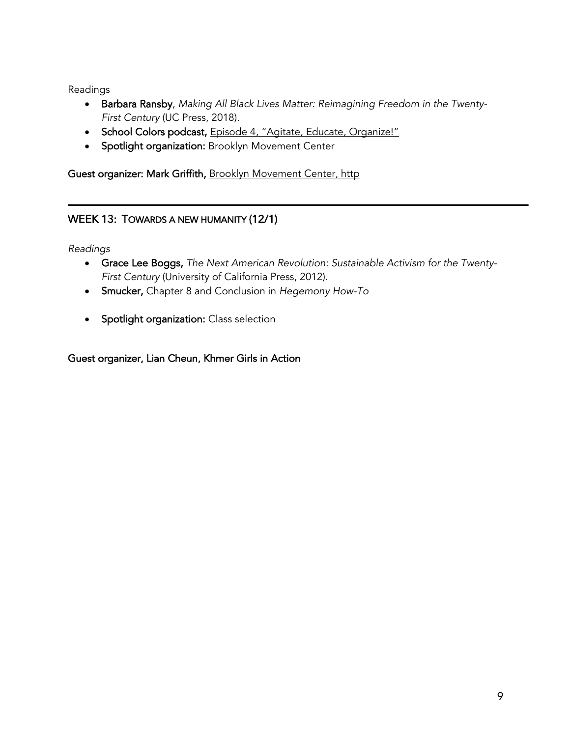Readings

- **Barbara Ransby**, *Making All Black Lives Matter: Reimagining Freedom in the Twenty-First Century* (UC Press, 2018).
- **School Colors podcast,** Episode 4, "Agitate, Educate, Organize!"
- **Spotlight organization:** Brooklyn Movement Center

**Guest organizer: Mark Griffith,** Brooklyn Movement Center, http

---

## WEEK 13: TOWARDS A NEW HUMANITY (12/1)

*Readings*

- **Grace Lee Boggs,** *The Next American Revolution: Sustainable Activism for the Twenty-First Century* (University of California Press, 2012).
- **Smucker,** Chapter 8 and Conclusion in *Hegemony How-To*
- **Spotlight organization:** Class selection

**Guest organizer, Lian Cheun, Khmer Girls in Action**